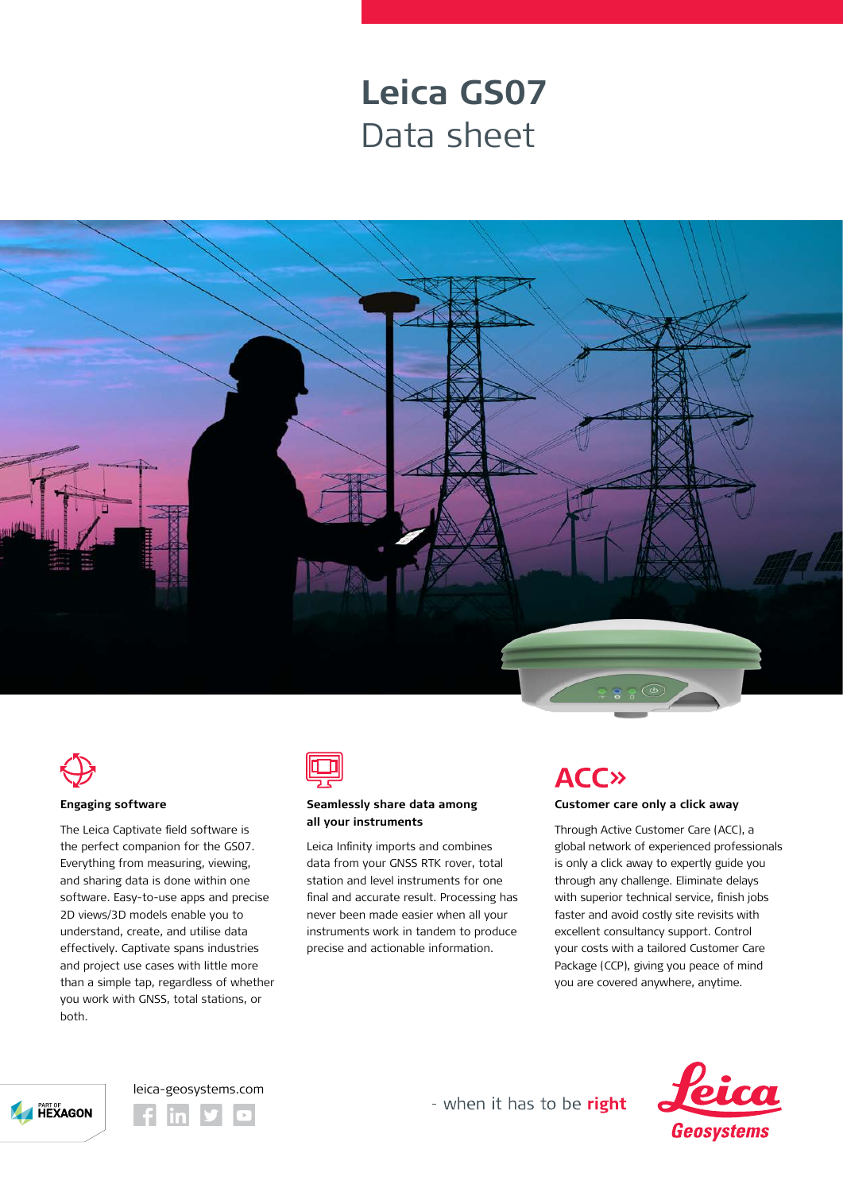# Leica GS07

## Data sheet

### Engaging software

The Leica Captivate field software is the perfect companion for the GS07. Everything from measuring, viewing, and sharing data is done within one software. Easy-to-use apps and precise 2D views/3D models enable you to understand, create, and utilise data effectively. Captivate spans industries and project use cases with little more than a simple tap, regardless of whether you work with GNSS, total stations, or both.

### Seamlessly share data among all your instruments

Leica Infinity imports and combines data from your GNSS RTK rover, total station and level instruments for one final and accurate result. Processing has never been made easier when all your instruments work in tandem to produce precise and actionable information.

ACC»

### Customer care only a click away

Through Active Customer Care (ACC), a global network of experienced professionals is only a click away to expertly guide you through any challenge. Eliminate delays with superior technical service, finish jobs faster and avoid costly site revisits with excellent consultancy support. Control your costs with a tailored Customer Care Package (CCP), giving you peace of mind you are covered anywhere, anytime.

PART OF HEXAGON

leica-geosystems.com

- when it has to be **right**

Leica Geosystems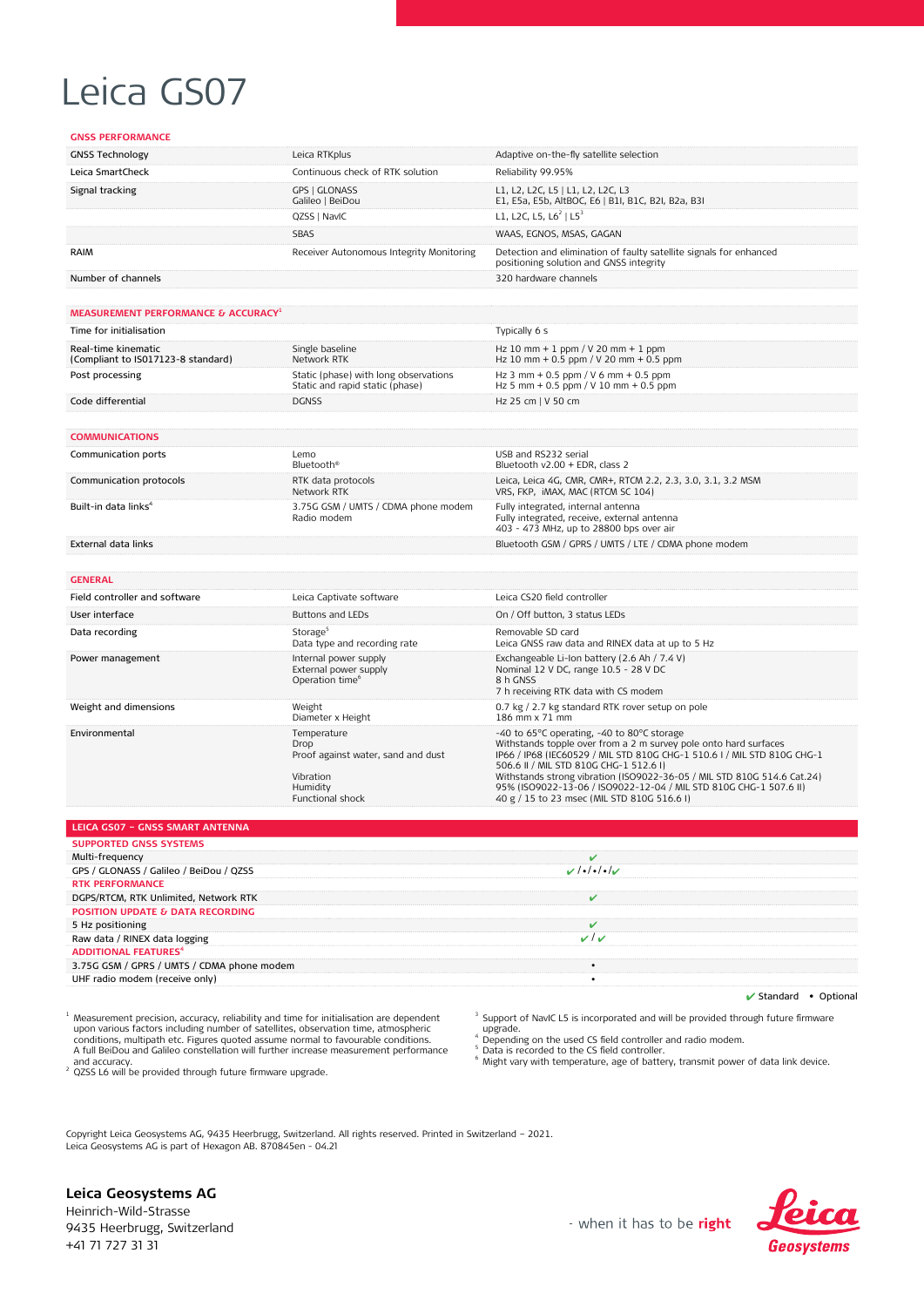# Leica GS07

## GNSS PERFORMANCE

| | | |
|---|---|---|
| GNSS Technology | Leica RTKplus | Adaptive on-the-fly satellite selection |
| Leica SmartCheck | Continuous check of RTK solution | Reliability 99.95% |
| Signal tracking | GPS \| GLONASS<br>Galileo \| BeiDou | L1, L2, L2C, L5 \| L1, L2, L2C, L3<br>E1, E5a, E5b, AltBOC, E6 \| B1I, B1C, B2I, B2a, B3I |
| | QZSS \| NavIC | L1, L2C, L5, L6[2] \| L5[3] |
| | SBAS | WAAS, EGNOS, MSAS, GAGAN |
| RAIM | Receiver Autonomous Integrity Monitoring | Detection and elimination of faulty satellite signals for enhanced positioning solution and GNSS integrity |
| Number of channels | | 320 hardware channels |

## MEASUREMENT PERFORMANCE & ACCURACY[1]

| | | |
|---|---|---|
| Time for initialisation | | Typically 6 s |
| Real-time kinematic<br>(Compliant to ISO17123-8 standard) | Single baseline<br>Network RTK | Hz 10 mm + 1 ppm / V 20 mm + 1 ppm<br>Hz 10 mm + 0.5 ppm / V 20 mm + 0.5 ppm |
| Post processing | Static (phase) with long observations<br>Static and rapid static (phase) | Hz 3 mm + 0.5 ppm / V 6 mm + 0.5 ppm<br>Hz 5 mm + 0.5 ppm / V 10 mm + 0.5 ppm |
| Code differential | DGNSS | Hz 25 cm \| V 50 cm |

## COMMUNICATIONS

| | | |
|---|---|---|
| Communication ports | Lemo<br>Bluetooth® | USB and RS232 serial<br>Bluetooth v2.00 + EDR, class 2 |
| Communication protocols | RTK data protocols<br>Network RTK | Leica, Leica 4G, CMR, CMR+, RTCM 2.2, 2.3, 3.0, 3.1, 3.2 MSM<br>VRS, FKP, iMAX, MAC (RTCM SC 104) |
| Built-in data links[4] | 3.75G GSM / UMTS / CDMA phone modem<br>Radio modem | Fully integrated, internal antenna<br>Fully integrated, receive, external antenna<br>403 - 473 MHz, up to 28800 bps over air |
| External data links | | Bluetooth GSM / GPRS / UMTS / LTE / CDMA phone modem |

## GENERAL

| | | |
|---|---|---|
| Field controller and software | Leica Captivate software | Leica CS20 field controller |
| User interface | Buttons and LEDs | On / Off button, 3 status LEDs |
| Data recording | Storage[5]<br>Data type and recording rate | Removable SD card<br>Leica GNSS raw data and RINEX data at up to 5 Hz |
| Power management | Internal power supply<br>External power supply<br>Operation time[6] | Exchangeable Li-Ion battery (2.6 Ah / 7.4 V)<br>Nominal 12 V DC, range 10.5 - 28 V DC<br>8 h GNSS<br>7 h receiving RTK data with CS modem |
| Weight and dimensions | Weight<br>Diameter x Height | 0.7 kg / 2.7 kg standard RTK rover setup on pole<br>186 mm x 71 mm |
| Environmental | Temperature<br>Drop<br>Proof against water, sand and dust<br><br>Vibration<br>Humidity<br>Functional shock | -40 to 65°C operating, -40 to 80°C storage<br>Withstands topple over from a 2 m survey pole onto hard surfaces<br>IP66 / IP68 (IEC60529 / MIL STD 810G CHG-1 510.6 I / MIL STD 810G CHG-1 506.6 II / MIL STD 810G CHG-1 512.6 I)<br>Withstands strong vibration (ISO9022-36-05 / MIL STD 810G 514.6 Cat.24)<br>95% (ISO9022-13-06 / ISO9022-12-04 / MIL STD 810G CHG-1 507.6 II)<br>40 g / 15 to 23 msec (MIL STD 810G 516.6 I) |

## LEICA GS07 – GNSS SMART ANTENNA

| | |
|---|---|
| **SUPPORTED GNSS SYSTEMS** | |
| Multi-frequency | ✔ |
| GPS / GLONASS / Galileo / BeiDou / QZSS | ✔ / • / • / • / ✔ |
| **RTK PERFORMANCE** | |
| DGPS/RTCM, RTK Unlimited, Network RTK | ✔ |
| **POSITION UPDATE & DATA RECORDING** | |
| 5 Hz positioning | ✔ |
| Raw data / RINEX data logging | ✔ / ✔ |
| **ADDITIONAL FEATURES**[4] | |
| 3.75G GSM / GPRS / UMTS / CDMA phone modem | • |
| UHF radio modem (receive only) | • |

✔ Standard • Optional

[1] Measurement precision, accuracy, reliability and time for initialisation are dependent upon various factors including number of satellites, observation time, atmospheric conditions, multipath etc. Figures quoted assume normal to favourable conditions. A full BeiDou and Galileo constellation will further increase measurement performance and accuracy.

[2] QZSS L6 will be provided through future firmware upgrade.

[3] Support of NavIC L5 is incorporated and will be provided through future firmware upgrade.

[4] Depending on the used CS field controller and radio modem.

[5] Data is recorded to the CS field controller.

[6] Might vary with temperature, age of battery, transmit power of data link device.

Copyright Leica Geosystems AG, 9435 Heerbrugg, Switzerland. All rights reserved. Printed in Switzerland – 2021.
Leica Geosystems AG is part of Hexagon AB. 870845en - 04.21

**Leica Geosystems AG**
Heinrich-Wild-Strasse
9435 Heerbrugg, Switzerland
+41 71 727 31 31

- when it has to be **right**

Leica Geosystems